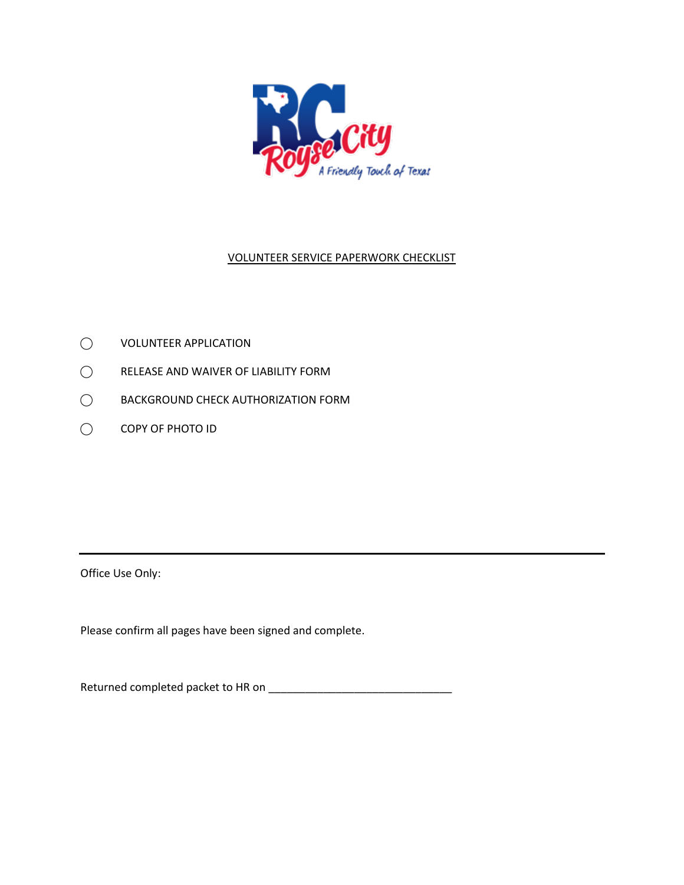# VOLUNTEER SERVICE PAPERWORK CHECKLIST

- ◯ VOLUNTEER APPLICATION
- ◯ RELEASE AND WAIVER OF LIABILITY FORM
- ◯ BACKGROUND CHECK AUTHORIZATION FORM
- ◯ COPY OF PHOTO ID

---

Office Use Only:

Please confirm all pages have been signed and complete.

Returned completed packet to HR on ______________________________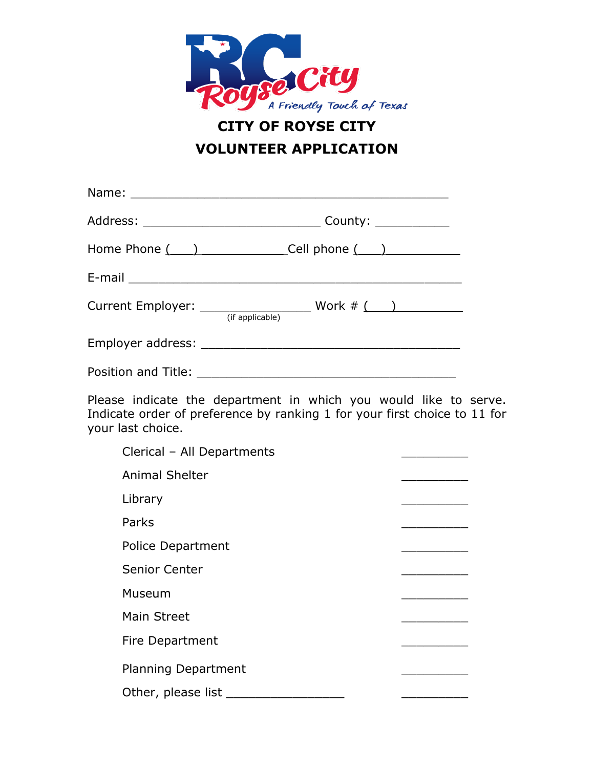# CITY OF ROYSE CITY

# VOLUNTEER APPLICATION

Name: _____________________________________________

Address: _________________________ County: __________

Home Phone (___) ____________ Cell phone (___)__________

E-mail _______________________________________________

Current Employer: ________________ Work # (___)__________
(if applicable)

Employer address: _____________________________________

Position and Title: _____________________________________

Please indicate the department in which you would like to serve. Indicate order of preference by ranking 1 for your first choice to 11 for your last choice.

| | |
|---|---|
| Clerical – All Departments | _________ |
| Animal Shelter | _________ |
| Library | _________ |
| Parks | _________ |
| Police Department | _________ |
| Senior Center | _________ |
| Museum | _________ |
| Main Street | _________ |
| Fire Department | _________ |
| Planning Department | _________ |
| Other, please list _________________ | _________ |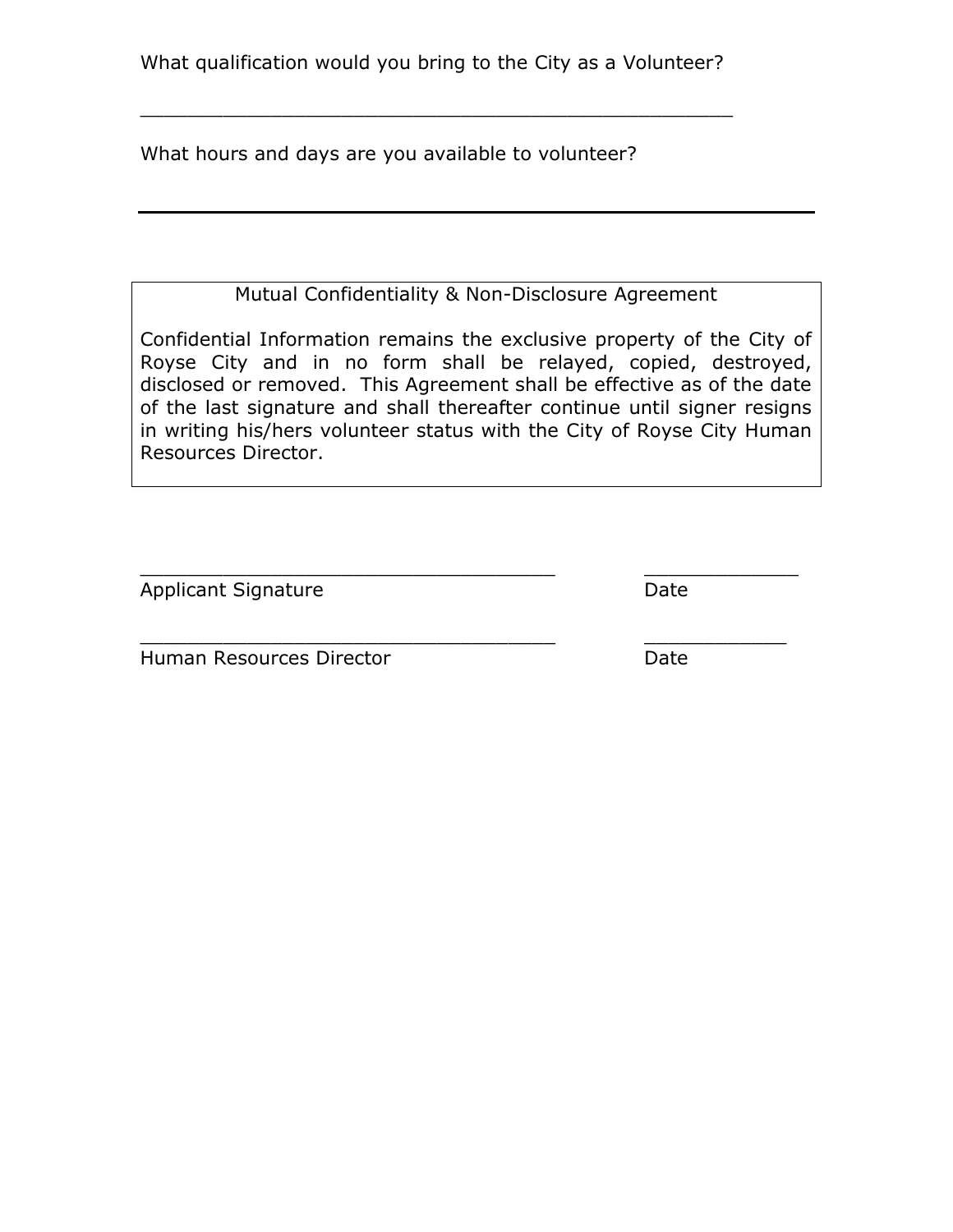What qualification would you bring to the City as a Volunteer?

_______________________________________________

What hours and days are you available to volunteer?

_______________________________________________

**Mutual Confidentiality & Non-Disclosure Agreement**

Confidential Information remains the exclusive property of the City of Royse City and in no form shall be relayed, copied, destroyed, disclosed or removed. This Agreement shall be effective as of the date of the last signature and shall thereafter continue until signer resigns in writing his/hers volunteer status with the City of Royse City Human Resources Director.

_________________________________ ____________
Applicant Signature Date

_________________________________ ____________
Human Resources Director Date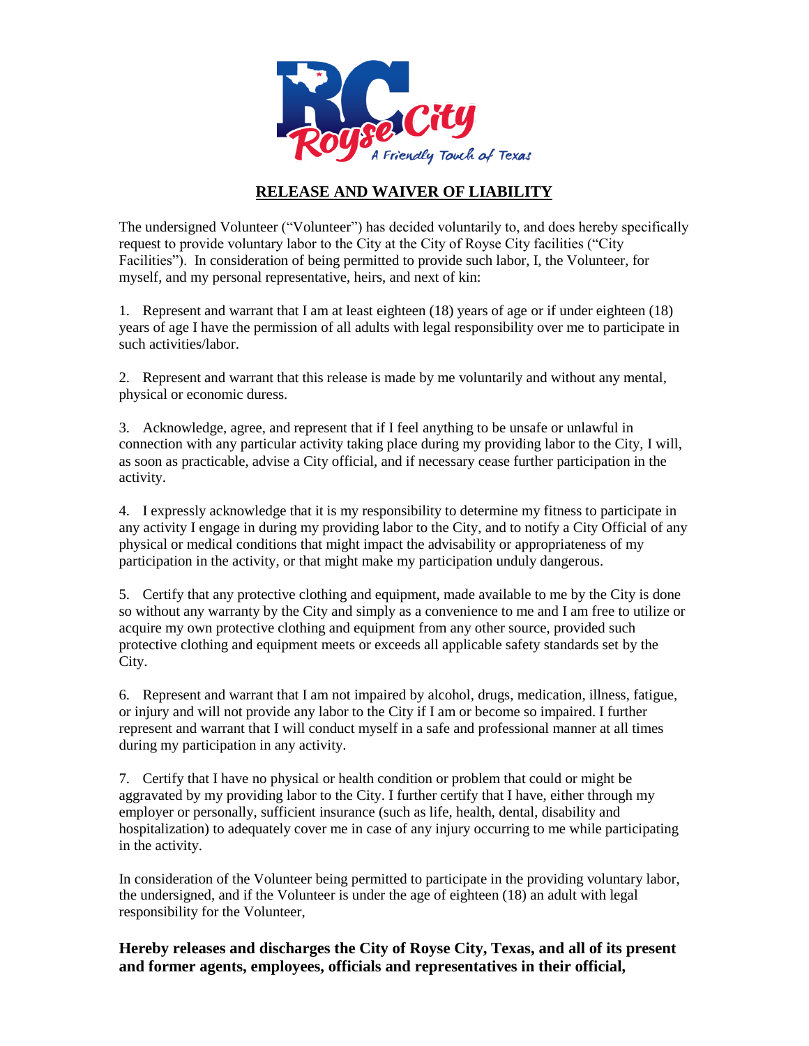## RELEASE AND WAIVER OF LIABILITY

The undersigned Volunteer ("Volunteer") has decided voluntarily to, and does hereby specifically request to provide voluntary labor to the City at the City of Royse City facilities ("City Facilities"). In consideration of being permitted to provide such labor, I, the Volunteer, for myself, and my personal representative, heirs, and next of kin:

1. Represent and warrant that I am at least eighteen (18) years of age or if under eighteen (18) years of age I have the permission of all adults with legal responsibility over me to participate in such activities/labor.

2. Represent and warrant that this release is made by me voluntarily and without any mental, physical or economic duress.

3. Acknowledge, agree, and represent that if I feel anything to be unsafe or unlawful in connection with any particular activity taking place during my providing labor to the City, I will, as soon as practicable, advise a City official, and if necessary cease further participation in the activity.

4. I expressly acknowledge that it is my responsibility to determine my fitness to participate in any activity I engage in during my providing labor to the City, and to notify a City Official of any physical or medical conditions that might impact the advisability or appropriateness of my participation in the activity, or that might make my participation unduly dangerous.

5. Certify that any protective clothing and equipment, made available to me by the City is done so without any warranty by the City and simply as a convenience to me and I am free to utilize or acquire my own protective clothing and equipment from any other source, provided such protective clothing and equipment meets or exceeds all applicable safety standards set by the City.

6. Represent and warrant that I am not impaired by alcohol, drugs, medication, illness, fatigue, or injury and will not provide any labor to the City if I am or become so impaired. I further represent and warrant that I will conduct myself in a safe and professional manner at all times during my participation in any activity.

7. Certify that I have no physical or health condition or problem that could or might be aggravated by my providing labor to the City. I further certify that I have, either through my employer or personally, sufficient insurance (such as life, health, dental, disability and hospitalization) to adequately cover me in case of any injury occurring to me while participating in the activity.

In consideration of the Volunteer being permitted to participate in the providing voluntary labor, the undersigned, and if the Volunteer is under the age of eighteen (18) an adult with legal responsibility for the Volunteer,

**Hereby releases and discharges the City of Royse City, Texas, and all of its present and former agents, employees, officials and representatives in their official,**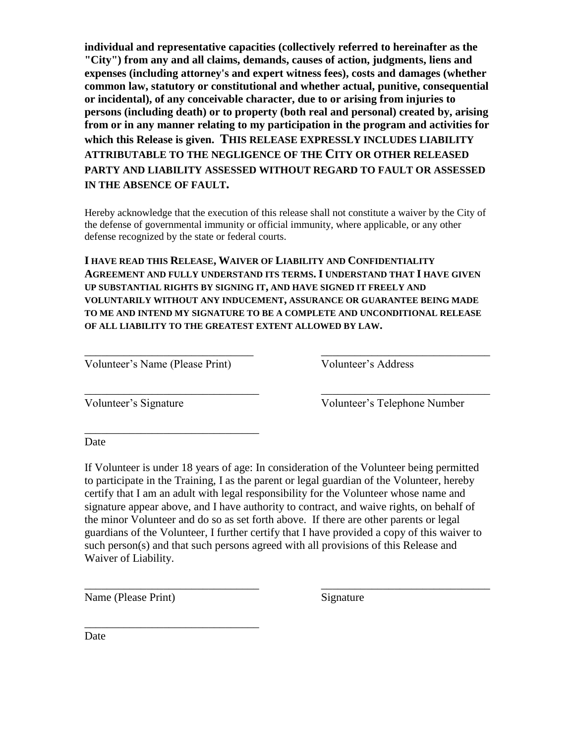**individual and representative capacities (collectively referred to hereinafter as the "City") from any and all claims, demands, causes of action, judgments, liens and expenses (including attorney's and expert witness fees), costs and damages (whether common law, statutory or constitutional and whether actual, punitive, consequential or incidental), of any conceivable character, due to or arising from injuries to persons (including death) or to property (both real and personal) created by, arising from or in any manner relating to my participation in the program and activities for which this Release is given. THIS RELEASE EXPRESSLY INCLUDES LIABILITY ATTRIBUTABLE TO THE NEGLIGENCE OF THE CITY OR OTHER RELEASED PARTY AND LIABILITY ASSESSED WITHOUT REGARD TO FAULT OR ASSESSED IN THE ABSENCE OF FAULT.**

Hereby acknowledge that the execution of this release shall not constitute a waiver by the City of the defense of governmental immunity or official immunity, where applicable, or any other defense recognized by the state or federal courts.

**I HAVE READ THIS RELEASE, WAIVER OF LIABILITY AND CONFIDENTIALITY AGREEMENT AND FULLY UNDERSTAND ITS TERMS. I UNDERSTAND THAT I HAVE GIVEN UP SUBSTANTIAL RIGHTS BY SIGNING IT, AND HAVE SIGNED IT FREELY AND VOLUNTARILY WITHOUT ANY INDUCEMENT, ASSURANCE OR GUARANTEE BEING MADE TO ME AND INTEND MY SIGNATURE TO BE A COMPLETE AND UNCONDITIONAL RELEASE OF ALL LIABILITY TO THE GREATEST EXTENT ALLOWED BY LAW.**

_______________________________ 
Volunteer's Name (Please Print)

_______________________________ 
Volunteer's Address

_______________________________ 
Volunteer's Signature

_______________________________ 
Volunteer's Telephone Number

_______________________________ 
Date

If Volunteer is under 18 years of age: In consideration of the Volunteer being permitted to participate in the Training, I as the parent or legal guardian of the Volunteer, hereby certify that I am an adult with legal responsibility for the Volunteer whose name and signature appear above, and I have authority to contract, and waive rights, on behalf of the minor Volunteer and do so as set forth above. If there are other parents or legal guardians of the Volunteer, I further certify that I have provided a copy of this waiver to such person(s) and that such persons agreed with all provisions of this Release and Waiver of Liability.

_______________________________ 
Name (Please Print)

_______________________________ 
Signature

_______________________________ 
Date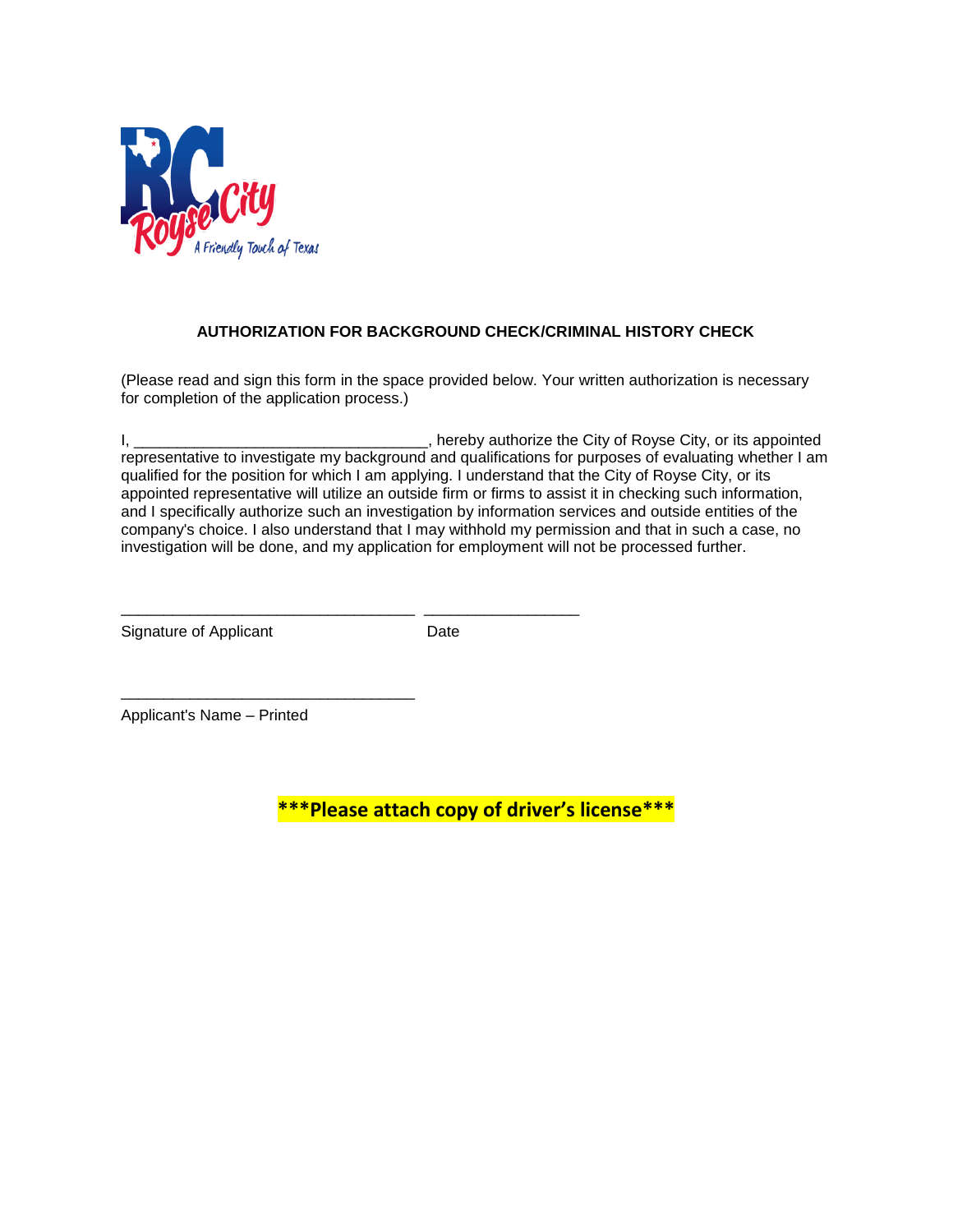## AUTHORIZATION FOR BACKGROUND CHECK/CRIMINAL HISTORY CHECK

(Please read and sign this form in the space provided below. Your written authorization is necessary for completion of the application process.)

I, ________________________________, hereby authorize the City of Royse City, or its appointed representative to investigate my background and qualifications for purposes of evaluating whether I am qualified for the position for which I am applying. I understand that the City of Royse City, or its appointed representative will utilize an outside firm or firms to assist it in checking such information, and I specifically authorize such an investigation by information services and outside entities of the company's choice. I also understand that I may withhold my permission and that in such a case, no investigation will be done, and my application for employment will not be processed further.

________________________________ ________________

Signature of Applicant Date

________________________________

Applicant's Name – Printed

**\*\*\*Please attach copy of driver's license\*\*\***